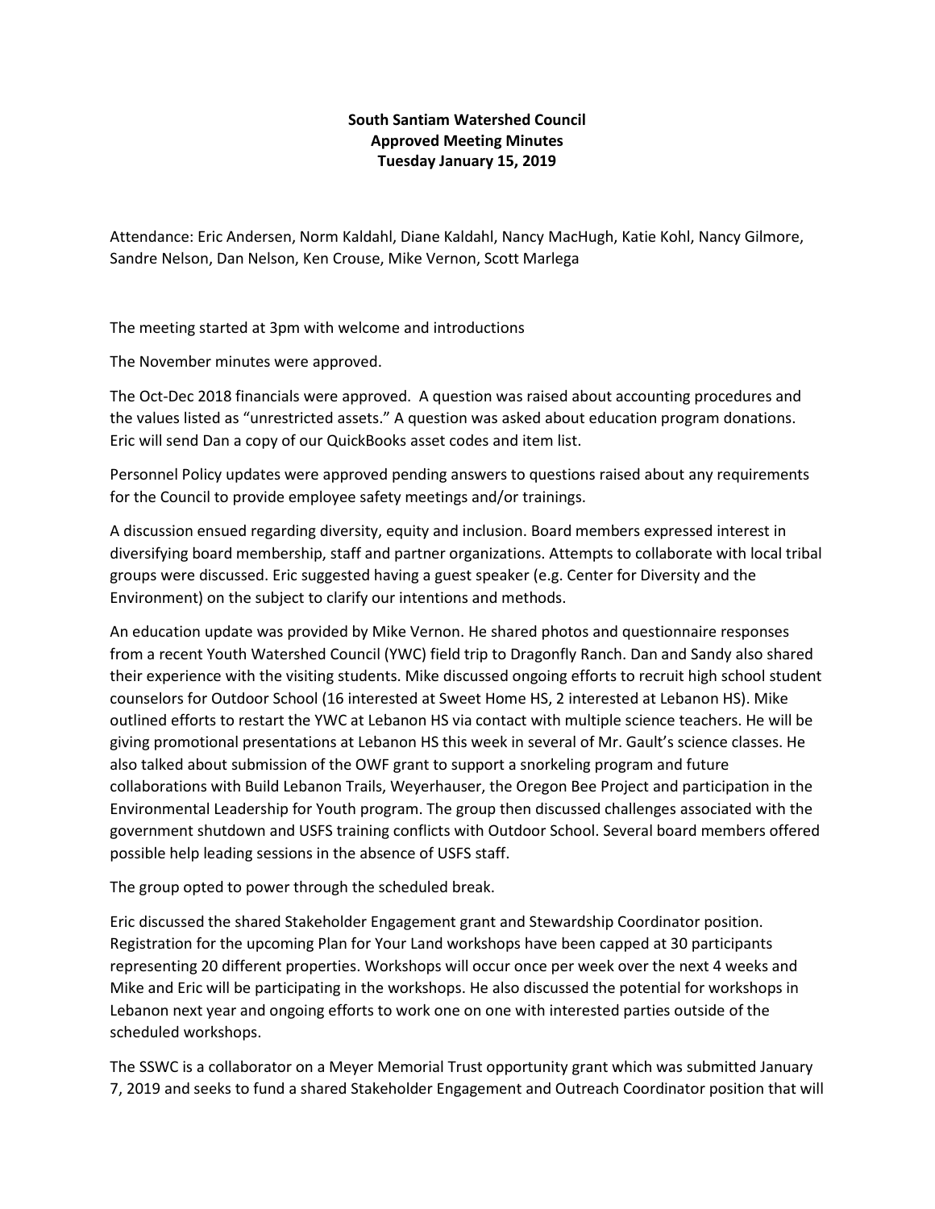**South Santiam Watershed Council**
**Approved Meeting Minutes**
**Tuesday January 15, 2019**

Attendance: Eric Andersen, Norm Kaldahl, Diane Kaldahl, Nancy MacHugh, Katie Kohl, Nancy Gilmore, Sandre Nelson, Dan Nelson, Ken Crouse, Mike Vernon, Scott Marlega

The meeting started at 3pm with welcome and introductions

The November minutes were approved.

The Oct-Dec 2018 financials were approved. A question was raised about accounting procedures and the values listed as "unrestricted assets." A question was asked about education program donations. Eric will send Dan a copy of our QuickBooks asset codes and item list.

Personnel Policy updates were approved pending answers to questions raised about any requirements for the Council to provide employee safety meetings and/or trainings.

A discussion ensued regarding diversity, equity and inclusion. Board members expressed interest in diversifying board membership, staff and partner organizations. Attempts to collaborate with local tribal groups were discussed. Eric suggested having a guest speaker (e.g. Center for Diversity and the Environment) on the subject to clarify our intentions and methods.

An education update was provided by Mike Vernon. He shared photos and questionnaire responses from a recent Youth Watershed Council (YWC) field trip to Dragonfly Ranch. Dan and Sandy also shared their experience with the visiting students. Mike discussed ongoing efforts to recruit high school student counselors for Outdoor School (16 interested at Sweet Home HS, 2 interested at Lebanon HS). Mike outlined efforts to restart the YWC at Lebanon HS via contact with multiple science teachers. He will be giving promotional presentations at Lebanon HS this week in several of Mr. Gault's science classes. He also talked about submission of the OWF grant to support a snorkeling program and future collaborations with Build Lebanon Trails, Weyerhauser, the Oregon Bee Project and participation in the Environmental Leadership for Youth program. The group then discussed challenges associated with the government shutdown and USFS training conflicts with Outdoor School. Several board members offered possible help leading sessions in the absence of USFS staff.

The group opted to power through the scheduled break.

Eric discussed the shared Stakeholder Engagement grant and Stewardship Coordinator position. Registration for the upcoming Plan for Your Land workshops have been capped at 30 participants representing 20 different properties. Workshops will occur once per week over the next 4 weeks and Mike and Eric will be participating in the workshops. He also discussed the potential for workshops in Lebanon next year and ongoing efforts to work one on one with interested parties outside of the scheduled workshops.

The SSWC is a collaborator on a Meyer Memorial Trust opportunity grant which was submitted January 7, 2019 and seeks to fund a shared Stakeholder Engagement and Outreach Coordinator position that will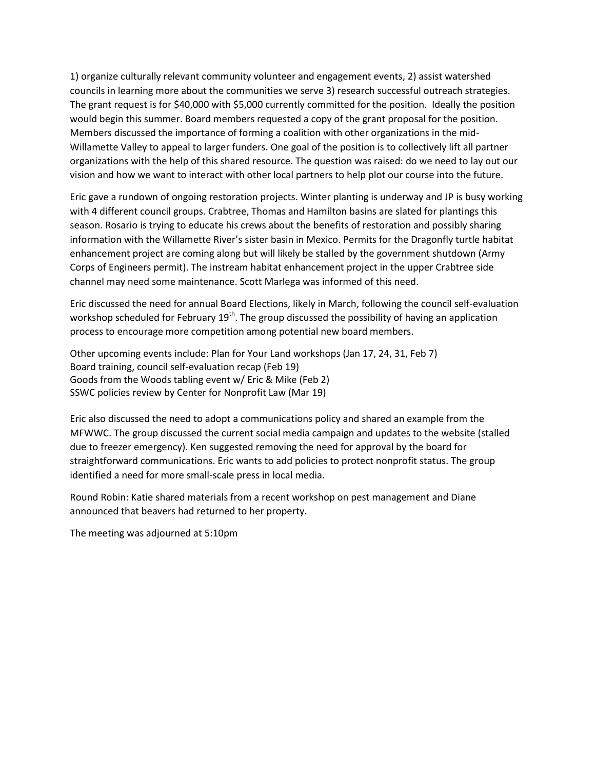1) organize culturally relevant community volunteer and engagement events, 2) assist watershed councils in learning more about the communities we serve 3) research successful outreach strategies. The grant request is for $40,000 with $5,000 currently committed for the position. Ideally the position would begin this summer. Board members requested a copy of the grant proposal for the position. Members discussed the importance of forming a coalition with other organizations in the mid-Willamette Valley to appeal to larger funders. One goal of the position is to collectively lift all partner organizations with the help of this shared resource. The question was raised: do we need to lay out our vision and how we want to interact with other local partners to help plot our course into the future.

Eric gave a rundown of ongoing restoration projects. Winter planting is underway and JP is busy working with 4 different council groups. Crabtree, Thomas and Hamilton basins are slated for plantings this season. Rosario is trying to educate his crews about the benefits of restoration and possibly sharing information with the Willamette River's sister basin in Mexico. Permits for the Dragonfly turtle habitat enhancement project are coming along but will likely be stalled by the government shutdown (Army Corps of Engineers permit). The instream habitat enhancement project in the upper Crabtree side channel may need some maintenance. Scott Marlega was informed of this need.

Eric discussed the need for annual Board Elections, likely in March, following the council self-evaluation workshop scheduled for February 19th. The group discussed the possibility of having an application process to encourage more competition among potential new board members.

Other upcoming events include: Plan for Your Land workshops (Jan 17, 24, 31, Feb 7)
Board training, council self-evaluation recap (Feb 19)
Goods from the Woods tabling event w/ Eric & Mike (Feb 2)
SSWC policies review by Center for Nonprofit Law (Mar 19)

Eric also discussed the need to adopt a communications policy and shared an example from the MFWWC. The group discussed the current social media campaign and updates to the website (stalled due to freezer emergency). Ken suggested removing the need for approval by the board for straightforward communications. Eric wants to add policies to protect nonprofit status. The group identified a need for more small-scale press in local media.

Round Robin: Katie shared materials from a recent workshop on pest management and Diane announced that beavers had returned to her property.

The meeting was adjourned at 5:10pm